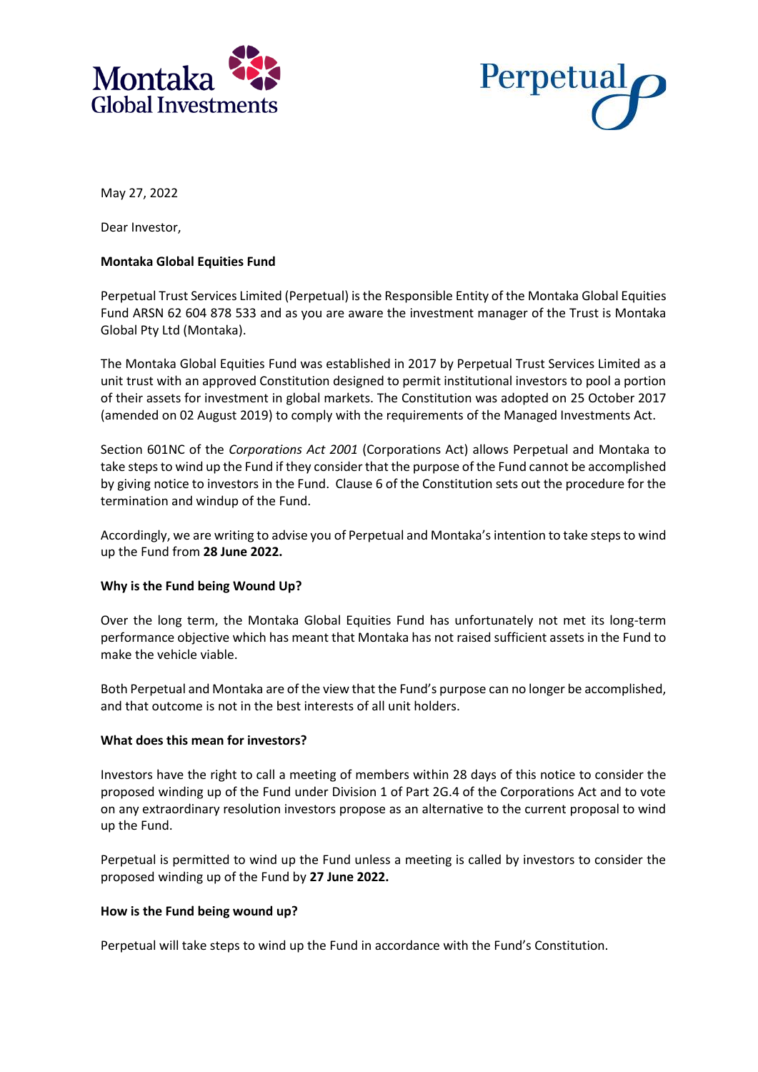Montaka Global Investments

Perpetual

May 27, 2022

Dear Investor,

**Montaka Global Equities Fund**

Perpetual Trust Services Limited (Perpetual) is the Responsible Entity of the Montaka Global Equities Fund ARSN 62 604 878 533 and as you are aware the investment manager of the Trust is Montaka Global Pty Ltd (Montaka).

The Montaka Global Equities Fund was established in 2017 by Perpetual Trust Services Limited as a unit trust with an approved Constitution designed to permit institutional investors to pool a portion of their assets for investment in global markets. The Constitution was adopted on 25 October 2017 (amended on 02 August 2019) to comply with the requirements of the Managed Investments Act.

Section 601NC of the *Corporations Act 2001* (Corporations Act) allows Perpetual and Montaka to take steps to wind up the Fund if they consider that the purpose of the Fund cannot be accomplished by giving notice to investors in the Fund. Clause 6 of the Constitution sets out the procedure for the termination and windup of the Fund.

Accordingly, we are writing to advise you of Perpetual and Montaka's intention to take steps to wind up the Fund from **28 June 2022.**

**Why is the Fund being Wound Up?**

Over the long term, the Montaka Global Equities Fund has unfortunately not met its long-term performance objective which has meant that Montaka has not raised sufficient assets in the Fund to make the vehicle viable.

Both Perpetual and Montaka are of the view that the Fund's purpose can no longer be accomplished, and that outcome is not in the best interests of all unit holders.

**What does this mean for investors?**

Investors have the right to call a meeting of members within 28 days of this notice to consider the proposed winding up of the Fund under Division 1 of Part 2G.4 of the Corporations Act and to vote on any extraordinary resolution investors propose as an alternative to the current proposal to wind up the Fund.

Perpetual is permitted to wind up the Fund unless a meeting is called by investors to consider the proposed winding up of the Fund by **27 June 2022.**

**How is the Fund being wound up?**

Perpetual will take steps to wind up the Fund in accordance with the Fund's Constitution.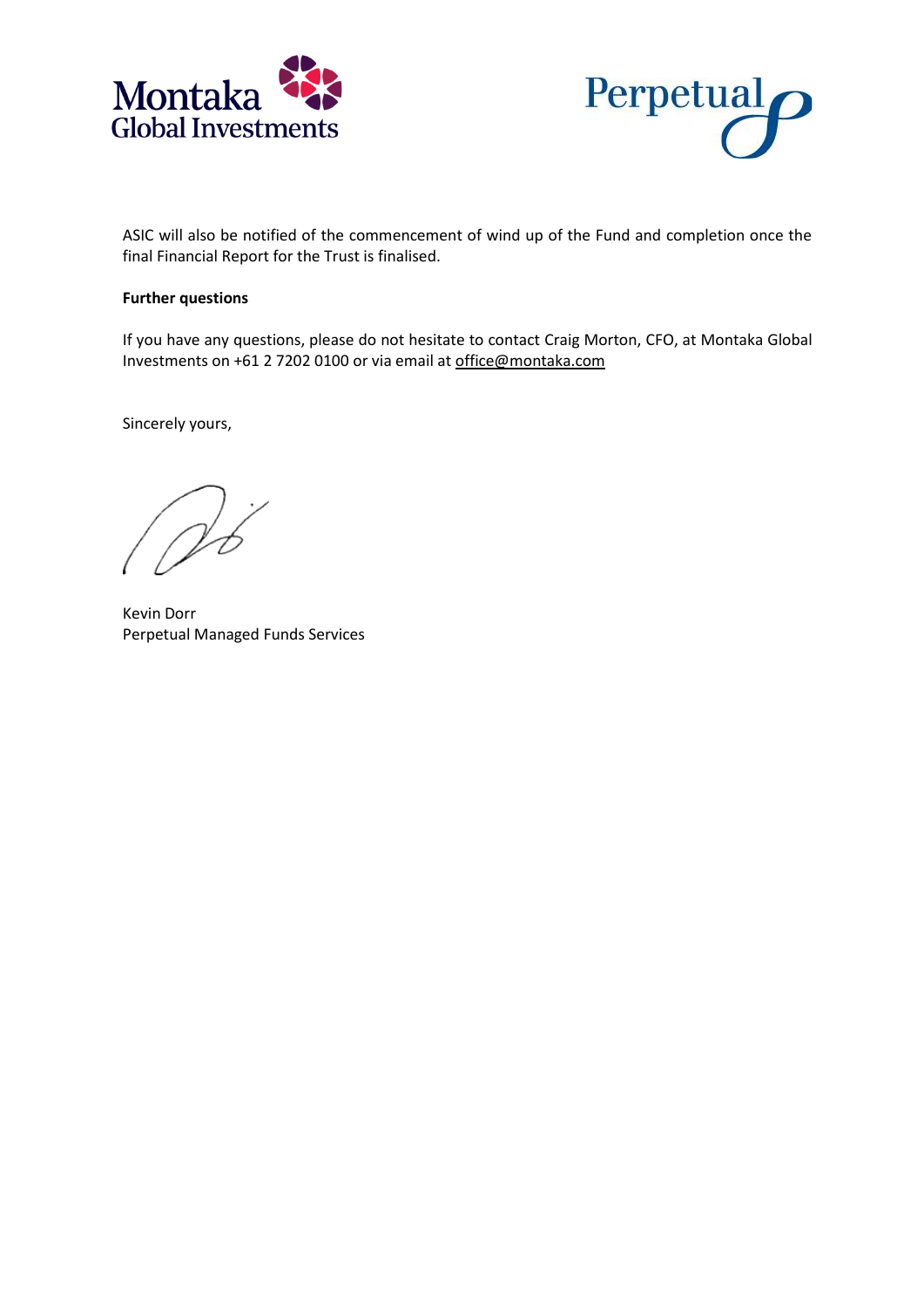ASIC will also be notified of the commencement of wind up of the Fund and completion once the final Financial Report for the Trust is finalised.

**Further questions**

If you have any questions, please do not hesitate to contact Craig Morton, CFO, at Montaka Global Investments on +61 2 7202 0100 or via email at office@montaka.com

Sincerely yours,

Kevin Dorr
Perpetual Managed Funds Services